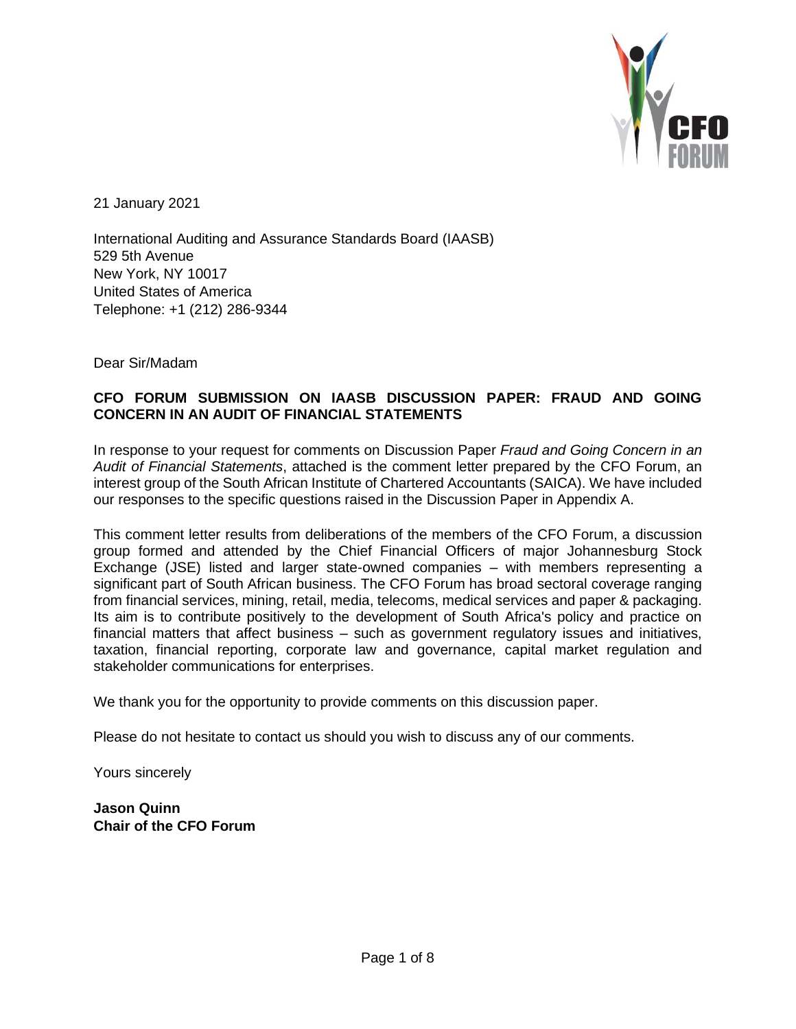21 January 2021

International Auditing and Assurance Standards Board (IAASB)
529 5th Avenue
New York, NY 10017
United States of America
Telephone: +1 (212) 286-9344

Dear Sir/Madam

**CFO FORUM SUBMISSION ON IAASB DISCUSSION PAPER: FRAUD AND GOING CONCERN IN AN AUDIT OF FINANCIAL STATEMENTS**

In response to your request for comments on Discussion Paper *Fraud and Going Concern in an Audit of Financial Statements*, attached is the comment letter prepared by the CFO Forum, an interest group of the South African Institute of Chartered Accountants (SAICA). We have included our responses to the specific questions raised in the Discussion Paper in Appendix A.

This comment letter results from deliberations of the members of the CFO Forum, a discussion group formed and attended by the Chief Financial Officers of major Johannesburg Stock Exchange (JSE) listed and larger state-owned companies – with members representing a significant part of South African business. The CFO Forum has broad sectoral coverage ranging from financial services, mining, retail, media, telecoms, medical services and paper & packaging. Its aim is to contribute positively to the development of South Africa's policy and practice on financial matters that affect business – such as government regulatory issues and initiatives, taxation, financial reporting, corporate law and governance, capital market regulation and stakeholder communications for enterprises.

We thank you for the opportunity to provide comments on this discussion paper.

Please do not hesitate to contact us should you wish to discuss any of our comments.

Yours sincerely

**Jason Quinn**
**Chair of the CFO Forum**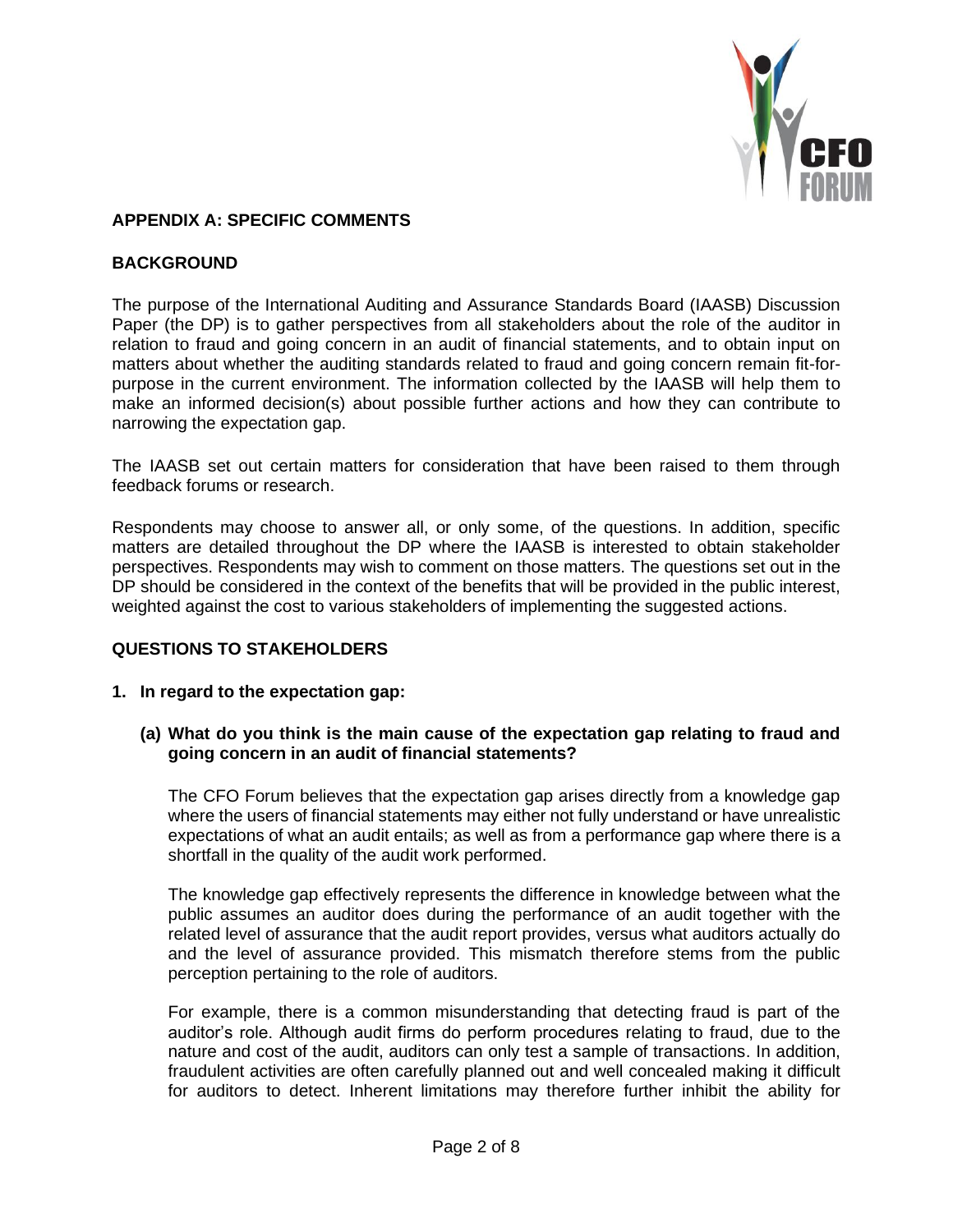## APPENDIX A: SPECIFIC COMMENTS

## BACKGROUND

The purpose of the International Auditing and Assurance Standards Board (IAASB) Discussion Paper (the DP) is to gather perspectives from all stakeholders about the role of the auditor in relation to fraud and going concern in an audit of financial statements, and to obtain input on matters about whether the auditing standards related to fraud and going concern remain fit-for-purpose in the current environment. The information collected by the IAASB will help them to make an informed decision(s) about possible further actions and how they can contribute to narrowing the expectation gap.

The IAASB set out certain matters for consideration that have been raised to them through feedback forums or research.

Respondents may choose to answer all, or only some, of the questions. In addition, specific matters are detailed throughout the DP where the IAASB is interested to obtain stakeholder perspectives. Respondents may wish to comment on those matters. The questions set out in the DP should be considered in the context of the benefits that will be provided in the public interest, weighted against the cost to various stakeholders of implementing the suggested actions.

## QUESTIONS TO STAKEHOLDERS

**1. In regard to the expectation gap:**

**(a) What do you think is the main cause of the expectation gap relating to fraud and going concern in an audit of financial statements?**

The CFO Forum believes that the expectation gap arises directly from a knowledge gap where the users of financial statements may either not fully understand or have unrealistic expectations of what an audit entails; as well as from a performance gap where there is a shortfall in the quality of the audit work performed.

The knowledge gap effectively represents the difference in knowledge between what the public assumes an auditor does during the performance of an audit together with the related level of assurance that the audit report provides, versus what auditors actually do and the level of assurance provided. This mismatch therefore stems from the public perception pertaining to the role of auditors.

For example, there is a common misunderstanding that detecting fraud is part of the auditor's role. Although audit firms do perform procedures relating to fraud, due to the nature and cost of the audit, auditors can only test a sample of transactions. In addition, fraudulent activities are often carefully planned out and well concealed making it difficult for auditors to detect. Inherent limitations may therefore further inhibit the ability for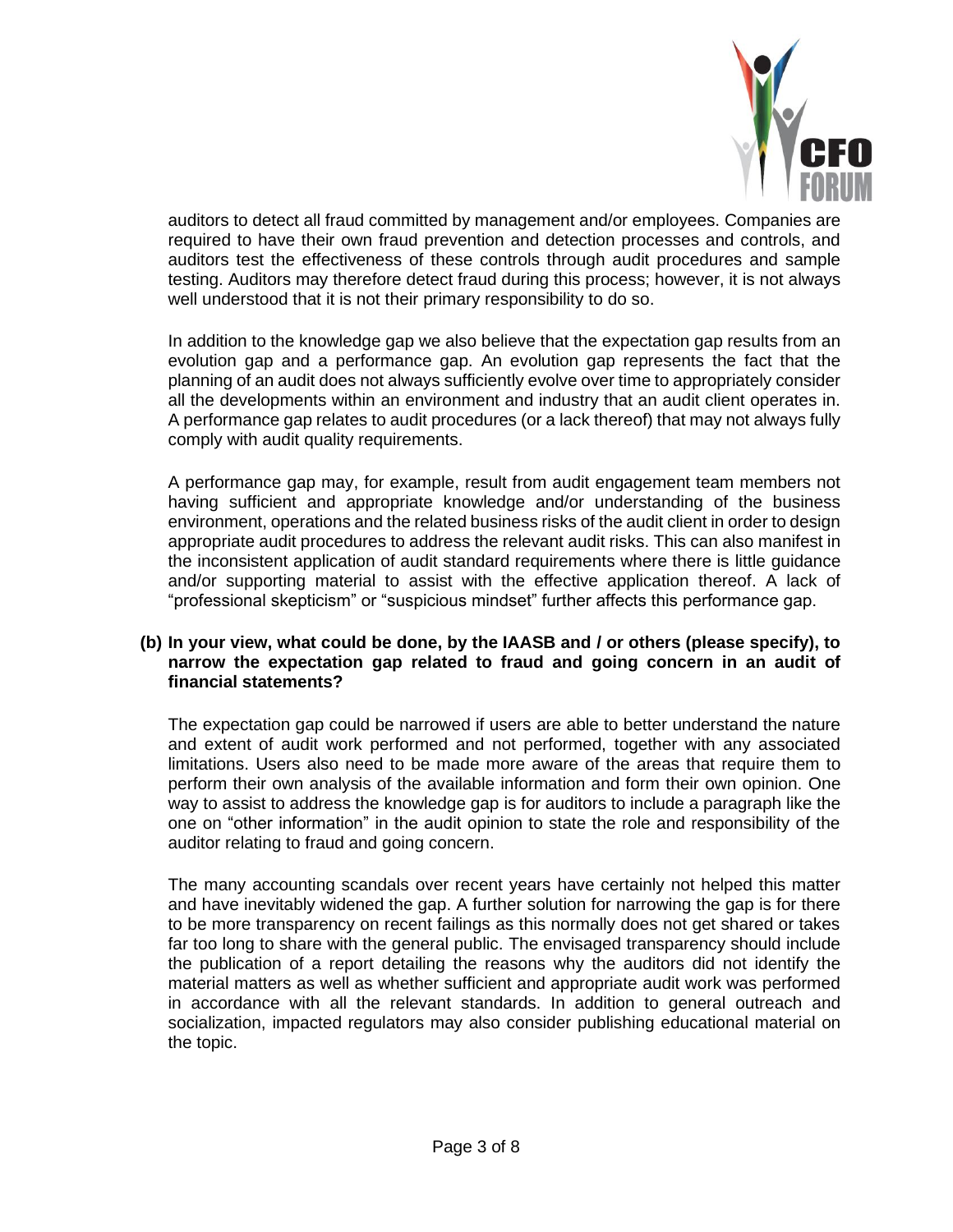auditors to detect all fraud committed by management and/or employees. Companies are required to have their own fraud prevention and detection processes and controls, and auditors test the effectiveness of these controls through audit procedures and sample testing. Auditors may therefore detect fraud during this process; however, it is not always well understood that it is not their primary responsibility to do so.

In addition to the knowledge gap we also believe that the expectation gap results from an evolution gap and a performance gap. An evolution gap represents the fact that the planning of an audit does not always sufficiently evolve over time to appropriately consider all the developments within an environment and industry that an audit client operates in. A performance gap relates to audit procedures (or a lack thereof) that may not always fully comply with audit quality requirements.

A performance gap may, for example, result from audit engagement team members not having sufficient and appropriate knowledge and/or understanding of the business environment, operations and the related business risks of the audit client in order to design appropriate audit procedures to address the relevant audit risks. This can also manifest in the inconsistent application of audit standard requirements where there is little guidance and/or supporting material to assist with the effective application thereof. A lack of "professional skepticism" or "suspicious mindset" further affects this performance gap.

**(b) In your view, what could be done, by the IAASB and / or others (please specify), to narrow the expectation gap related to fraud and going concern in an audit of financial statements?**

The expectation gap could be narrowed if users are able to better understand the nature and extent of audit work performed and not performed, together with any associated limitations. Users also need to be made more aware of the areas that require them to perform their own analysis of the available information and form their own opinion. One way to assist to address the knowledge gap is for auditors to include a paragraph like the one on "other information" in the audit opinion to state the role and responsibility of the auditor relating to fraud and going concern.

The many accounting scandals over recent years have certainly not helped this matter and have inevitably widened the gap. A further solution for narrowing the gap is for there to be more transparency on recent failings as this normally does not get shared or takes far too long to share with the general public. The envisaged transparency should include the publication of a report detailing the reasons why the auditors did not identify the material matters as well as whether sufficient and appropriate audit work was performed in accordance with all the relevant standards. In addition to general outreach and socialization, impacted regulators may also consider publishing educational material on the topic.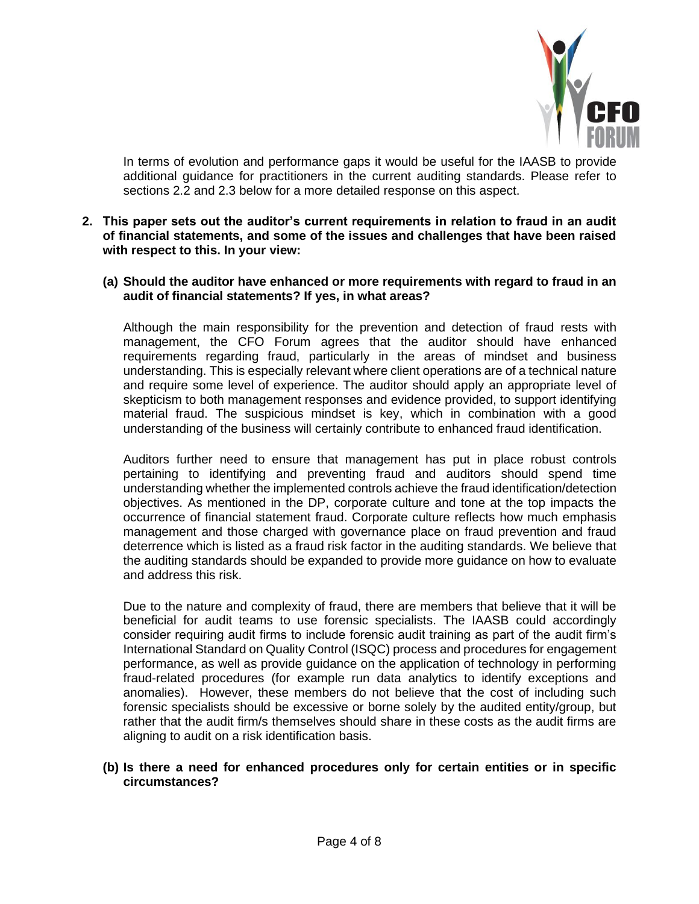In terms of evolution and performance gaps it would be useful for the IAASB to provide additional guidance for practitioners in the current auditing standards. Please refer to sections 2.2 and 2.3 below for a more detailed response on this aspect.

**2. This paper sets out the auditor's current requirements in relation to fraud in an audit of financial statements, and some of the issues and challenges that have been raised with respect to this. In your view:**

**(a) Should the auditor have enhanced or more requirements with regard to fraud in an audit of financial statements? If yes, in what areas?**

Although the main responsibility for the prevention and detection of fraud rests with management, the CFO Forum agrees that the auditor should have enhanced requirements regarding fraud, particularly in the areas of mindset and business understanding. This is especially relevant where client operations are of a technical nature and require some level of experience. The auditor should apply an appropriate level of skepticism to both management responses and evidence provided, to support identifying material fraud. The suspicious mindset is key, which in combination with a good understanding of the business will certainly contribute to enhanced fraud identification.

Auditors further need to ensure that management has put in place robust controls pertaining to identifying and preventing fraud and auditors should spend time understanding whether the implemented controls achieve the fraud identification/detection objectives. As mentioned in the DP, corporate culture and tone at the top impacts the occurrence of financial statement fraud. Corporate culture reflects how much emphasis management and those charged with governance place on fraud prevention and fraud deterrence which is listed as a fraud risk factor in the auditing standards. We believe that the auditing standards should be expanded to provide more guidance on how to evaluate and address this risk.

Due to the nature and complexity of fraud, there are members that believe that it will be beneficial for audit teams to use forensic specialists. The IAASB could accordingly consider requiring audit firms to include forensic audit training as part of the audit firm's International Standard on Quality Control (ISQC) process and procedures for engagement performance, as well as provide guidance on the application of technology in performing fraud-related procedures (for example run data analytics to identify exceptions and anomalies). However, these members do not believe that the cost of including such forensic specialists should be excessive or borne solely by the audited entity/group, but rather that the audit firm/s themselves should share in these costs as the audit firms are aligning to audit on a risk identification basis.

**(b) Is there a need for enhanced procedures only for certain entities or in specific circumstances?**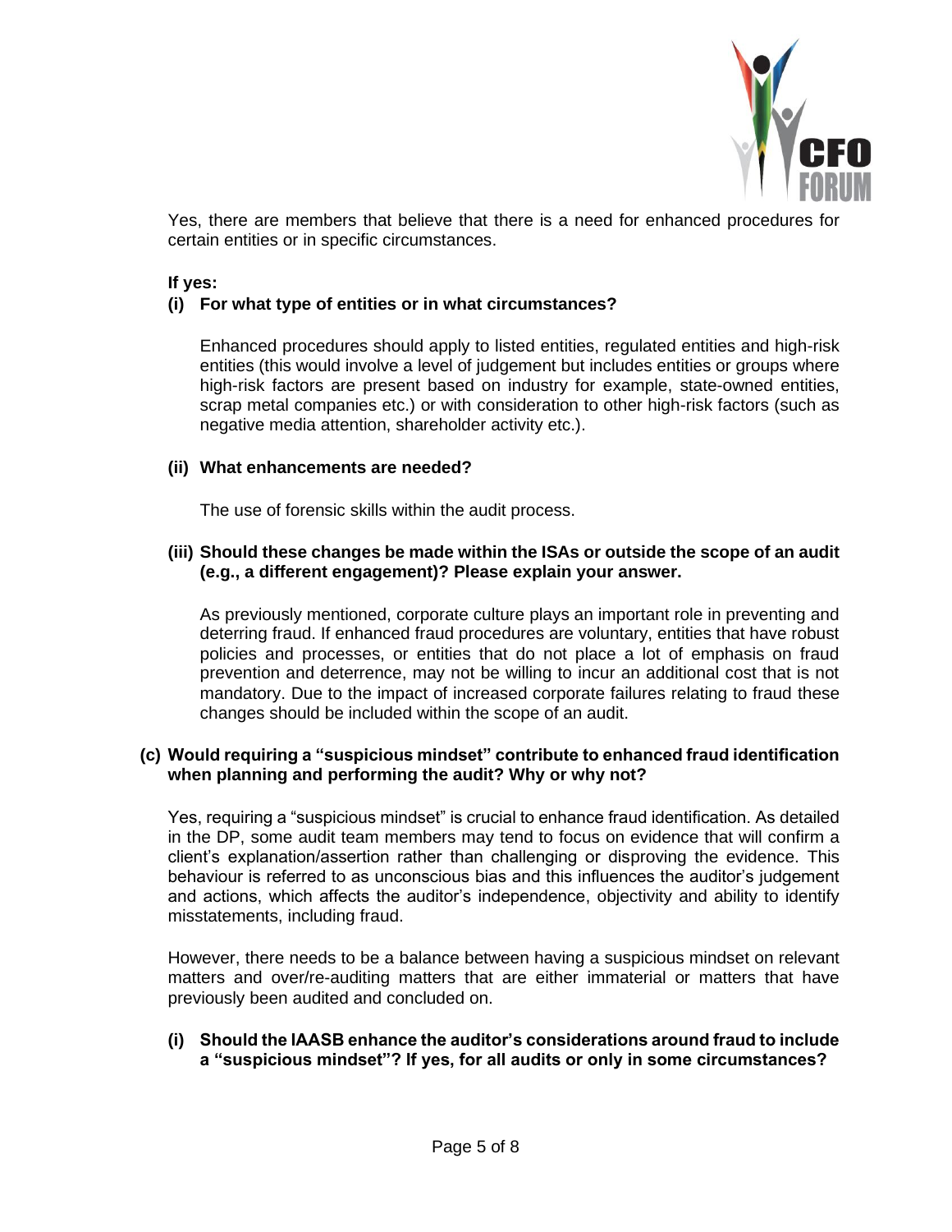Yes, there are members that believe that there is a need for enhanced procedures for certain entities or in specific circumstances.

**If yes:**

**(i) For what type of entities or in what circumstances?**

Enhanced procedures should apply to listed entities, regulated entities and high-risk entities (this would involve a level of judgement but includes entities or groups where high-risk factors are present based on industry for example, state-owned entities, scrap metal companies etc.) or with consideration to other high-risk factors (such as negative media attention, shareholder activity etc.).

**(ii) What enhancements are needed?**

The use of forensic skills within the audit process.

**(iii) Should these changes be made within the ISAs or outside the scope of an audit (e.g., a different engagement)? Please explain your answer.**

As previously mentioned, corporate culture plays an important role in preventing and deterring fraud. If enhanced fraud procedures are voluntary, entities that have robust policies and processes, or entities that do not place a lot of emphasis on fraud prevention and deterrence, may not be willing to incur an additional cost that is not mandatory. Due to the impact of increased corporate failures relating to fraud these changes should be included within the scope of an audit.

**(c) Would requiring a "suspicious mindset" contribute to enhanced fraud identification when planning and performing the audit? Why or why not?**

Yes, requiring a "suspicious mindset" is crucial to enhance fraud identification. As detailed in the DP, some audit team members may tend to focus on evidence that will confirm a client's explanation/assertion rather than challenging or disproving the evidence. This behaviour is referred to as unconscious bias and this influences the auditor's judgement and actions, which affects the auditor's independence, objectivity and ability to identify misstatements, including fraud.

However, there needs to be a balance between having a suspicious mindset on relevant matters and over/re-auditing matters that are either immaterial or matters that have previously been audited and concluded on.

**(i) Should the IAASB enhance the auditor's considerations around fraud to include a "suspicious mindset"? If yes, for all audits or only in some circumstances?**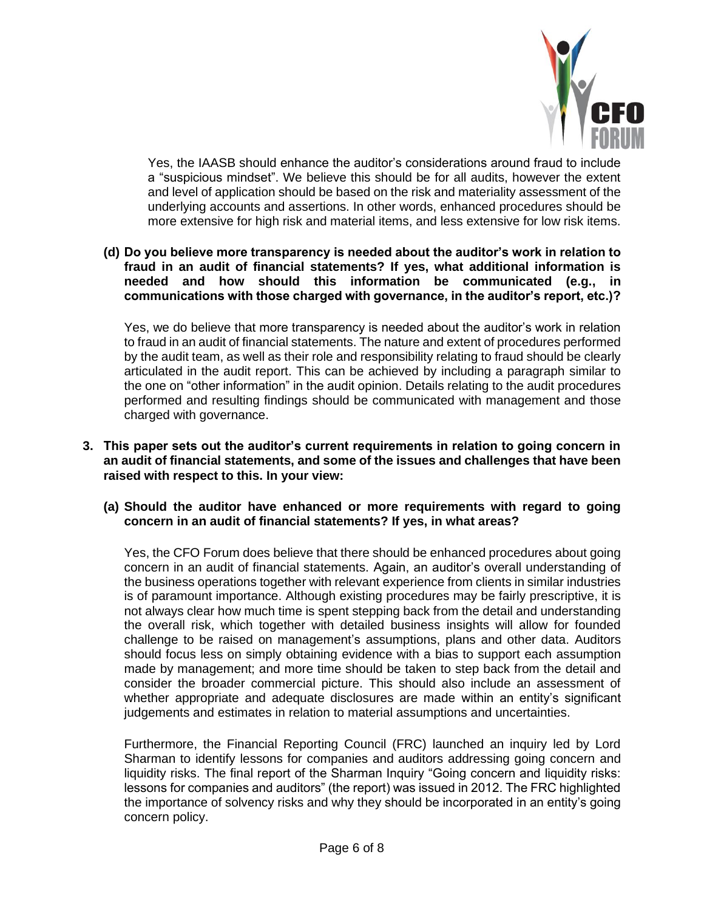Yes, the IAASB should enhance the auditor's considerations around fraud to include a "suspicious mindset". We believe this should be for all audits, however the extent and level of application should be based on the risk and materiality assessment of the underlying accounts and assertions. In other words, enhanced procedures should be more extensive for high risk and material items, and less extensive for low risk items.

**(d) Do you believe more transparency is needed about the auditor's work in relation to fraud in an audit of financial statements? If yes, what additional information is needed and how should this information be communicated (e.g., in communications with those charged with governance, in the auditor's report, etc.)?**

Yes, we do believe that more transparency is needed about the auditor's work in relation to fraud in an audit of financial statements. The nature and extent of procedures performed by the audit team, as well as their role and responsibility relating to fraud should be clearly articulated in the audit report. This can be achieved by including a paragraph similar to the one on "other information" in the audit opinion. Details relating to the audit procedures performed and resulting findings should be communicated with management and those charged with governance.

**3. This paper sets out the auditor's current requirements in relation to going concern in an audit of financial statements, and some of the issues and challenges that have been raised with respect to this. In your view:**

**(a) Should the auditor have enhanced or more requirements with regard to going concern in an audit of financial statements? If yes, in what areas?**

Yes, the CFO Forum does believe that there should be enhanced procedures about going concern in an audit of financial statements. Again, an auditor's overall understanding of the business operations together with relevant experience from clients in similar industries is of paramount importance. Although existing procedures may be fairly prescriptive, it is not always clear how much time is spent stepping back from the detail and understanding the overall risk, which together with detailed business insights will allow for founded challenge to be raised on management's assumptions, plans and other data. Auditors should focus less on simply obtaining evidence with a bias to support each assumption made by management; and more time should be taken to step back from the detail and consider the broader commercial picture. This should also include an assessment of whether appropriate and adequate disclosures are made within an entity's significant judgements and estimates in relation to material assumptions and uncertainties.

Furthermore, the Financial Reporting Council (FRC) launched an inquiry led by Lord Sharman to identify lessons for companies and auditors addressing going concern and liquidity risks. The final report of the Sharman Inquiry "Going concern and liquidity risks: lessons for companies and auditors" (the report) was issued in 2012. The FRC highlighted the importance of solvency risks and why they should be incorporated in an entity's going concern policy.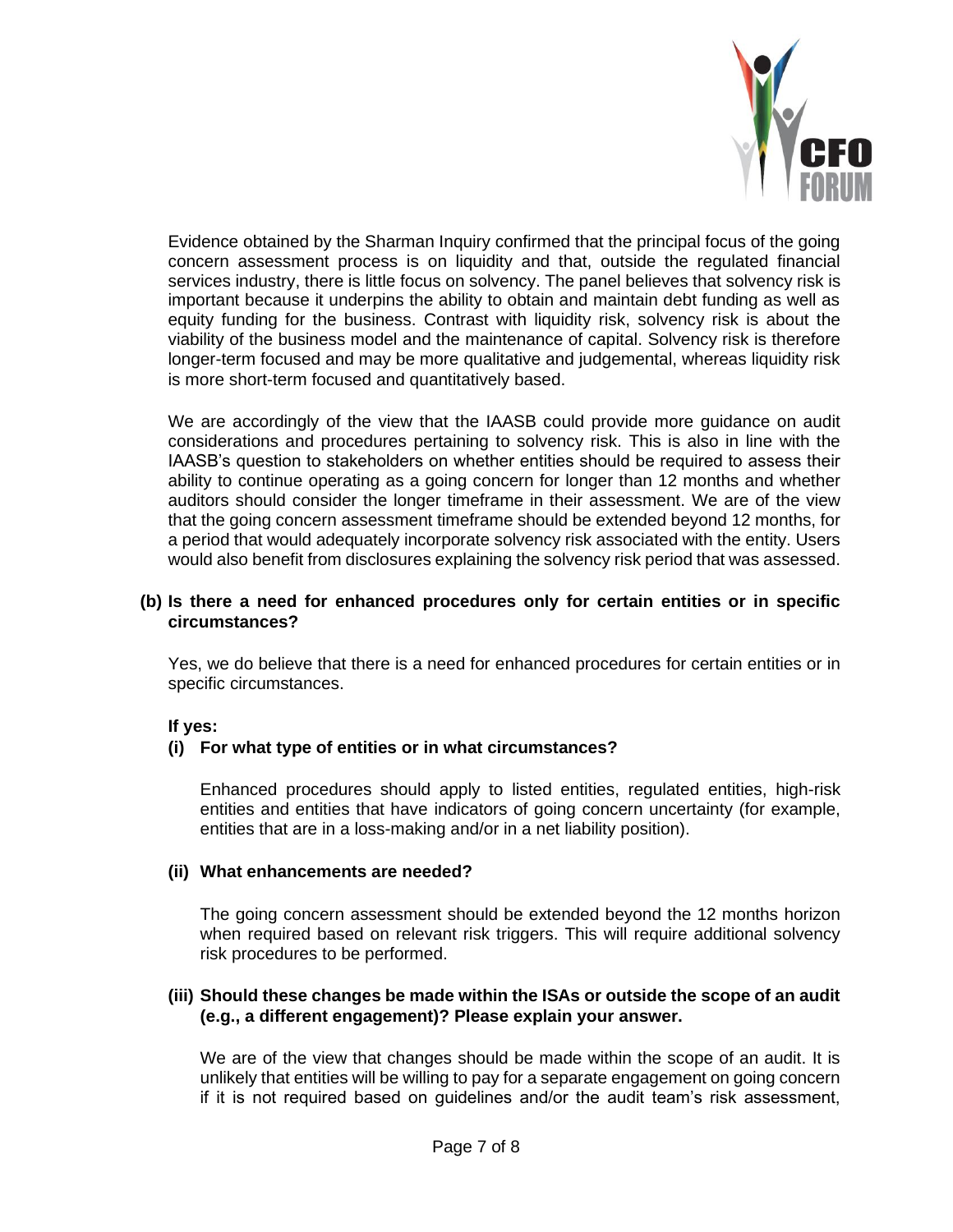Evidence obtained by the Sharman Inquiry confirmed that the principal focus of the going concern assessment process is on liquidity and that, outside the regulated financial services industry, there is little focus on solvency. The panel believes that solvency risk is important because it underpins the ability to obtain and maintain debt funding as well as equity funding for the business. Contrast with liquidity risk, solvency risk is about the viability of the business model and the maintenance of capital. Solvency risk is therefore longer-term focused and may be more qualitative and judgemental, whereas liquidity risk is more short-term focused and quantitatively based.

We are accordingly of the view that the IAASB could provide more guidance on audit considerations and procedures pertaining to solvency risk. This is also in line with the IAASB's question to stakeholders on whether entities should be required to assess their ability to continue operating as a going concern for longer than 12 months and whether auditors should consider the longer timeframe in their assessment. We are of the view that the going concern assessment timeframe should be extended beyond 12 months, for a period that would adequately incorporate solvency risk associated with the entity. Users would also benefit from disclosures explaining the solvency risk period that was assessed.

**(b) Is there a need for enhanced procedures only for certain entities or in specific circumstances?**

Yes, we do believe that there is a need for enhanced procedures for certain entities or in specific circumstances.

**If yes:**

**(i) For what type of entities or in what circumstances?**

Enhanced procedures should apply to listed entities, regulated entities, high-risk entities and entities that have indicators of going concern uncertainty (for example, entities that are in a loss-making and/or in a net liability position).

**(ii) What enhancements are needed?**

The going concern assessment should be extended beyond the 12 months horizon when required based on relevant risk triggers. This will require additional solvency risk procedures to be performed.

**(iii) Should these changes be made within the ISAs or outside the scope of an audit (e.g., a different engagement)? Please explain your answer.**

We are of the view that changes should be made within the scope of an audit. It is unlikely that entities will be willing to pay for a separate engagement on going concern if it is not required based on guidelines and/or the audit team's risk assessment,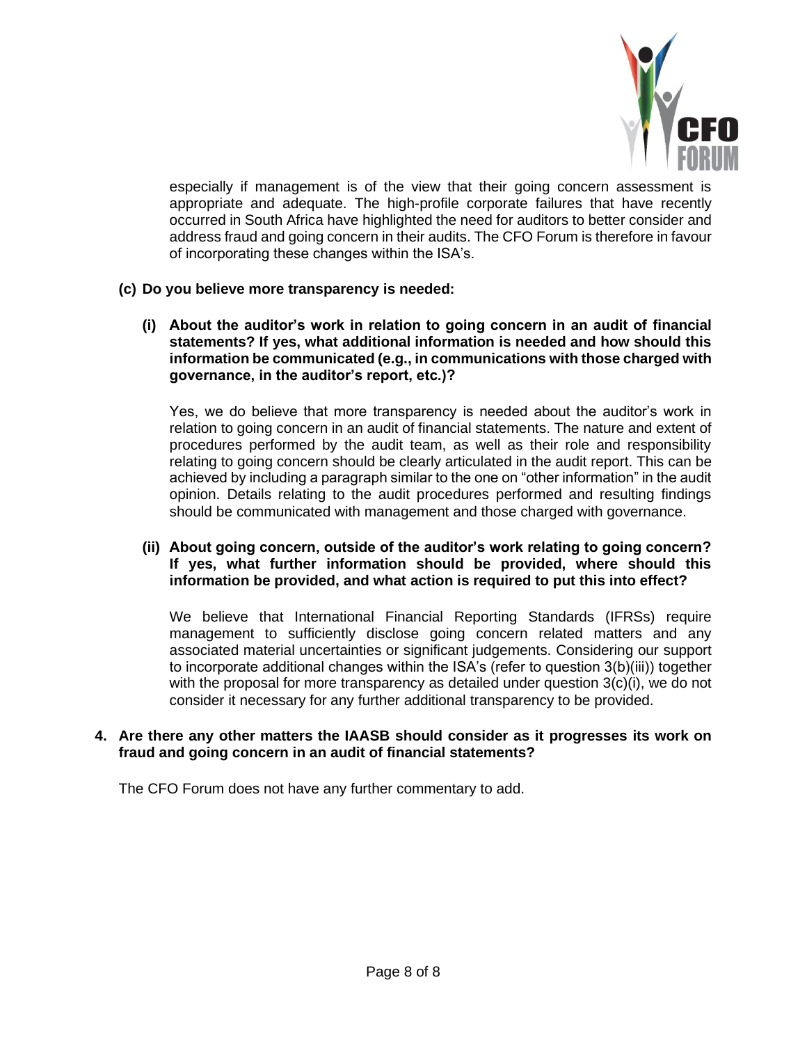especially if management is of the view that their going concern assessment is appropriate and adequate. The high-profile corporate failures that have recently occurred in South Africa have highlighted the need for auditors to better consider and address fraud and going concern in their audits. The CFO Forum is therefore in favour of incorporating these changes within the ISA's.

**(c) Do you believe more transparency is needed:**

**(i) About the auditor's work in relation to going concern in an audit of financial statements? If yes, what additional information is needed and how should this information be communicated (e.g., in communications with those charged with governance, in the auditor's report, etc.)?**

Yes, we do believe that more transparency is needed about the auditor's work in relation to going concern in an audit of financial statements. The nature and extent of procedures performed by the audit team, as well as their role and responsibility relating to going concern should be clearly articulated in the audit report. This can be achieved by including a paragraph similar to the one on "other information" in the audit opinion. Details relating to the audit procedures performed and resulting findings should be communicated with management and those charged with governance.

**(ii) About going concern, outside of the auditor's work relating to going concern? If yes, what further information should be provided, where should this information be provided, and what action is required to put this into effect?**

We believe that International Financial Reporting Standards (IFRSs) require management to sufficiently disclose going concern related matters and any associated material uncertainties or significant judgements. Considering our support to incorporate additional changes within the ISA's (refer to question 3(b)(iii)) together with the proposal for more transparency as detailed under question 3(c)(i), we do not consider it necessary for any further additional transparency to be provided.

**4. Are there any other matters the IAASB should consider as it progresses its work on fraud and going concern in an audit of financial statements?**

The CFO Forum does not have any further commentary to add.